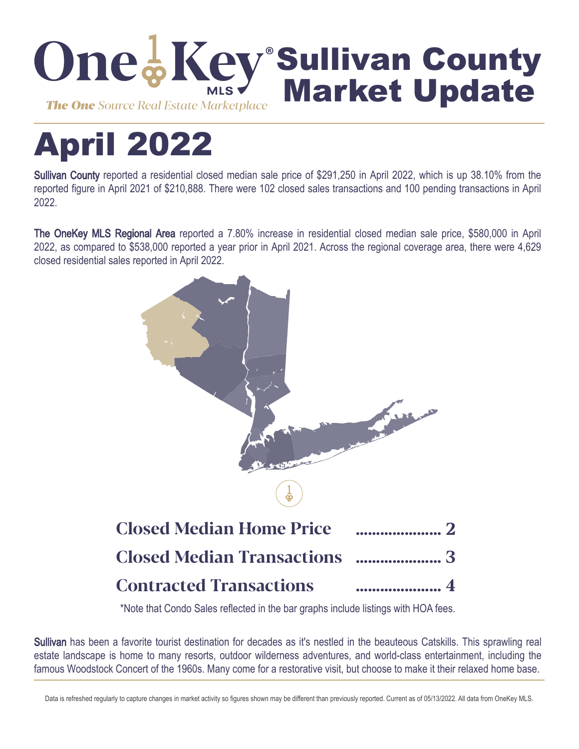# OneKey® MLS Sullivan County Market Update

*The One Source Real Estate Marketplace*

# April 2022

**Sullivan County** reported a residential closed median sale price of $291,250 in April 2022, which is up 38.10% from the reported figure in April 2021 of $210,888. There were 102 closed sales transactions and 100 pending transactions in April 2022.

**The OneKey MLS Regional Area** reported a 7.80% increase in residential closed median sale price, $580,000 in April 2022, as compared to $538,000 reported a year prior in April 2021. Across the regional coverage area, there were 4,629 closed residential sales reported in April 2022.

**Closed Median Home Price** ..................... 2

**Closed Median Transactions** ..................... 3

**Contracted Transactions** ..................... 4

*Note that Condo Sales reflected in the bar graphs include listings with HOA fees.

**Sullivan** has been a favorite tourist destination for decades as it's nestled in the beauteous Catskills. This sprawling real estate landscape is home to many resorts, outdoor wilderness adventures, and world-class entertainment, including the famous Woodstock Concert of the 1960s. Many come for a restorative visit, but choose to make it their relaxed home base.

Data is refreshed regularly to capture changes in market activity so figures shown may be different than previously reported. Current as of 05/13/2022. All data from OneKey MLS.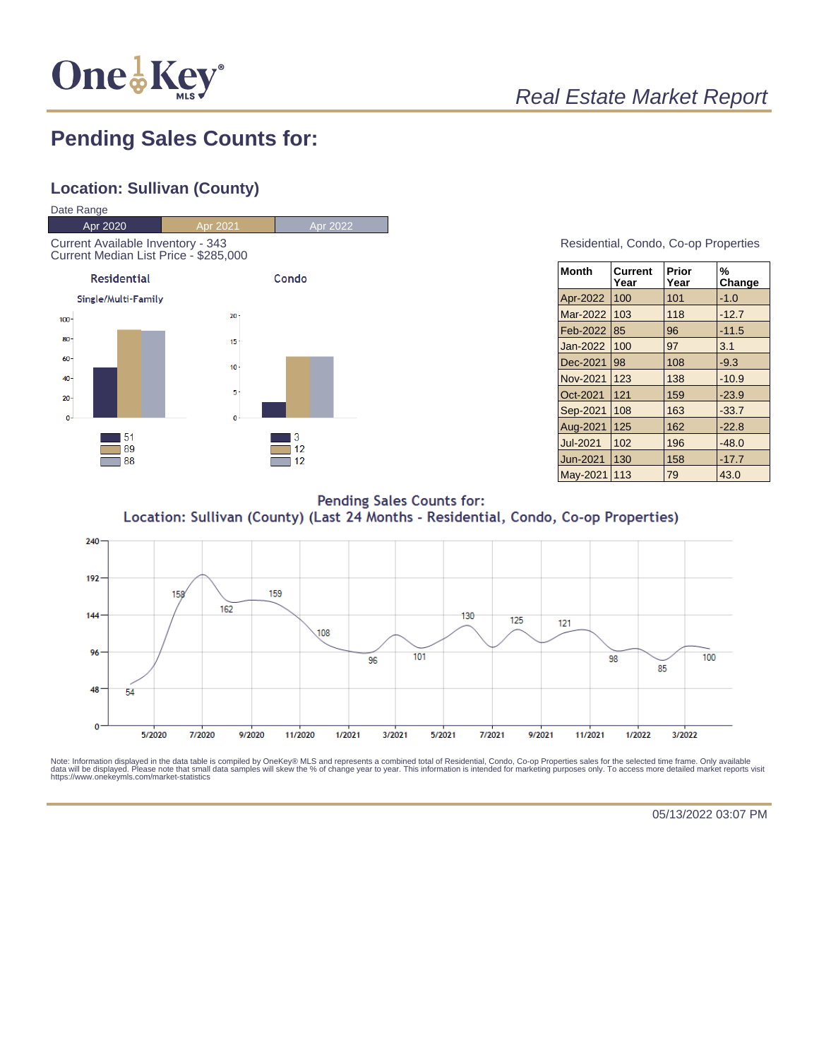# Pending Sales Counts for:

## Location: Sullivan (County)

Date Range

| Apr 2020 | Apr 2021 | Apr 2022 |
|---|---|---|

Current Available Inventory - 343
Current Median List Price - $285,000

**Residential**

Single/Multi-Family

| | Residential | Condo |
|---|---|---|
| Apr 2020 | 51 | 3 |
| Apr 2021 | 89 | 12 |
| Apr 2022 | 88 | 12 |

Residential, Condo, Co-op Properties

| Month | Current Year | Prior Year | % Change |
|---|---|---|---|
| Apr-2022 | 100 | 101 | -1.0 |
| Mar-2022 | 103 | 118 | -12.7 |
| Feb-2022 | 85 | 96 | -11.5 |
| Jan-2022 | 100 | 97 | 3.1 |
| Dec-2021 | 98 | 108 | -9.3 |
| Nov-2021 | 123 | 138 | -10.9 |
| Oct-2021 | 121 | 159 | -23.9 |
| Sep-2021 | 108 | 163 | -33.7 |
| Aug-2021 | 125 | 162 | -22.8 |
| Jul-2021 | 102 | 196 | -48.0 |
| Jun-2021 | 130 | 158 | -17.7 |
| May-2021 | 113 | 79 | 43.0 |

Pending Sales Counts for:
Location: Sullivan (County) (Last 24 Months - Residential, Condo, Co-op Properties)

Note: Information displayed in the data table is compiled by OneKey® MLS and represents a combined total of Residential, Condo, Co-op Properties sales for the selected time frame. Only available data will be displayed. Please note that small data samples will skew the % of change year to year. This information is intended for marketing purposes only. To access more detailed market reports visit https://www.onekeymls.com/market-statistics

05/13/2022 03:07 PM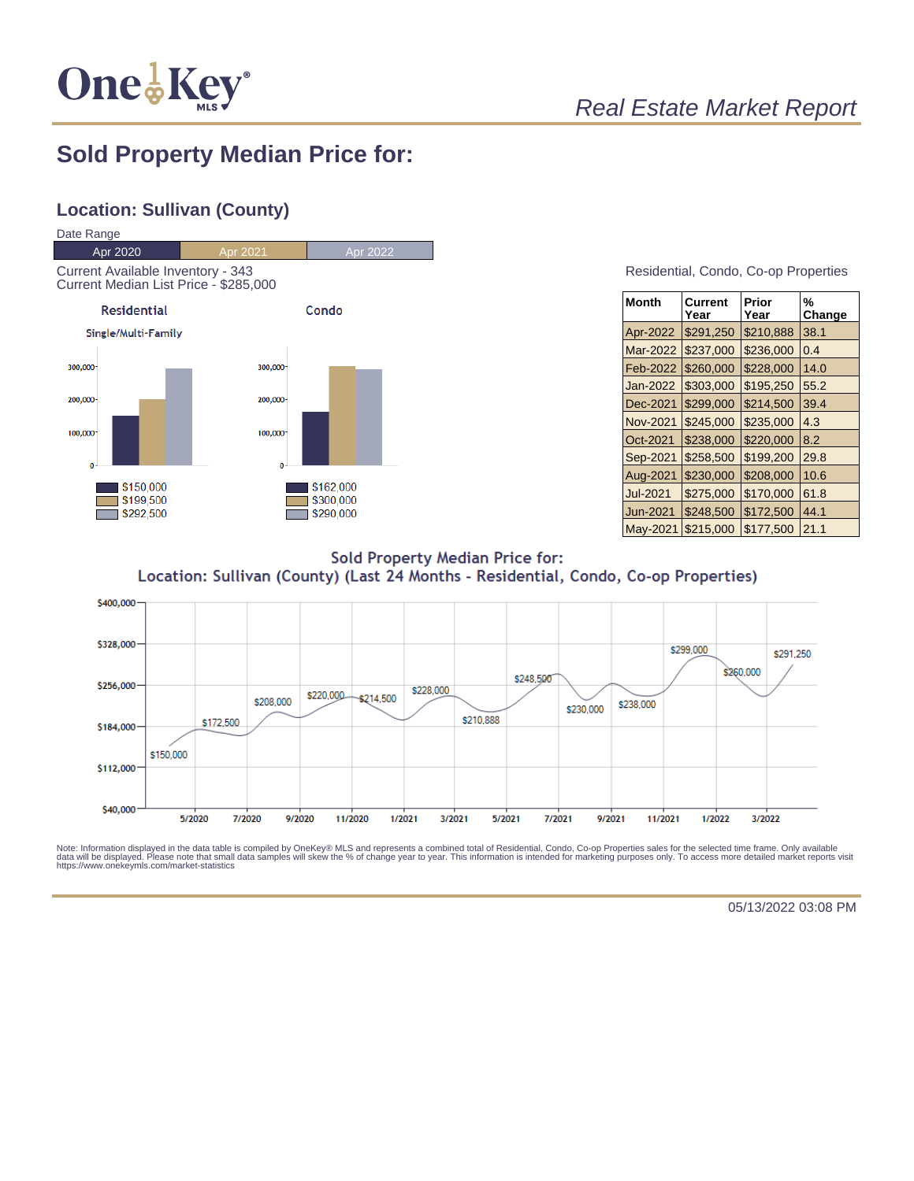# Sold Property Median Price for:

## Location: Sullivan (County)

Date Range

| Apr 2020 | Apr 2021 | Apr 2022 |
|---|---|---|

Current Available Inventory - 343
Current Median List Price - $285,000

**Residential**

Single/Multi-Family

- $150,000
- $199,500
- $292,500

**Condo**

- $162,000
- $300,000
- $290,000

Residential, Condo, Co-op Properties

| Month | Current Year | Prior Year | % Change |
|---|---|---|---|
| Apr-2022 | $291,250 | $210,888 | 38.1 |
| Mar-2022 | $237,000 | $236,000 | 0.4 |
| Feb-2022 | $260,000 | $228,000 | 14.0 |
| Jan-2022 | $303,000 | $195,250 | 55.2 |
| Dec-2021 | $299,000 | $214,500 | 39.4 |
| Nov-2021 | $245,000 | $235,000 | 4.3 |
| Oct-2021 | $238,000 | $220,000 | 8.2 |
| Sep-2021 | $258,500 | $199,200 | 29.8 |
| Aug-2021 | $230,000 | $208,000 | 10.6 |
| Jul-2021 | $275,000 | $170,000 | 61.8 |
| Jun-2021 | $248,500 | $172,500 | 44.1 |
| May-2021 | $215,000 | $177,500 | 21.1 |

**Sold Property Median Price for:**
**Location: Sullivan (County) (Last 24 Months - Residential, Condo, Co-op Properties)**

Note: Information displayed in the data table is compiled by OneKey® MLS and represents a combined total of Residential, Condo, Co-op Properties sales for the selected time frame. Only available data will be displayed. Please note that small data samples will skew the % of change year to year. This information is intended for marketing purposes only. To access more detailed market reports visit https://www.onekeymls.com/market-statistics

05/13/2022 03:08 PM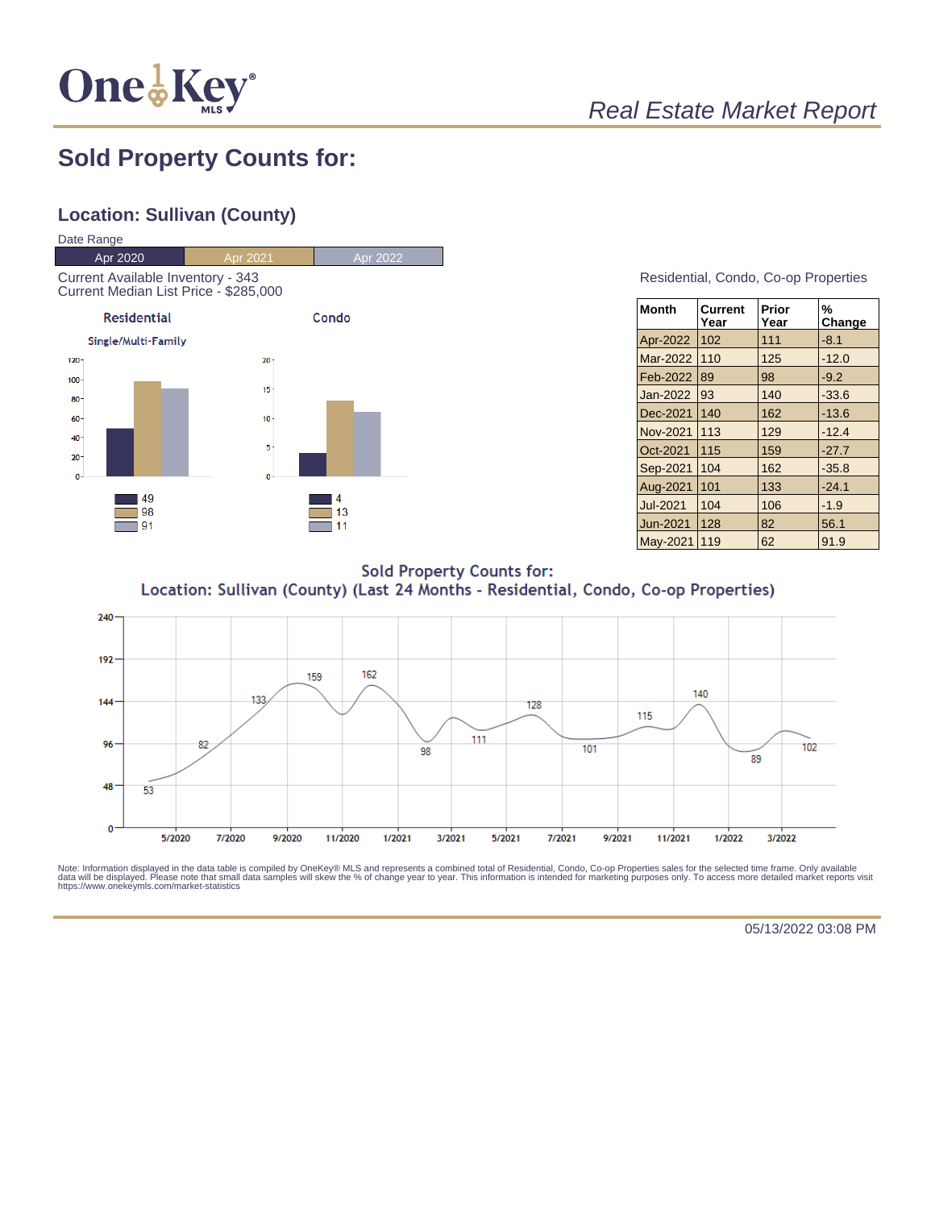OneKey MLS

*Real Estate Market Report*

# Sold Property Counts for:

## Location: Sullivan (County)

Date Range

Apr 2020 | Apr 2021 | Apr 2022

Current Available Inventory - 343
Current Median List Price - $285,000

Residential

Single/Multi-Family

120
100
80
60
40
20
0

49
98
91

Condo

20
15
10
5
0

4
13
11

Residential, Condo, Co-op Properties

| Month | Current Year | Prior Year | % Change |
|---|---|---|---|
| Apr-2022 | 102 | 111 | -8.1 |
| Mar-2022 | 110 | 125 | -12.0 |
| Feb-2022 | 89 | 98 | -9.2 |
| Jan-2022 | 93 | 140 | -33.6 |
| Dec-2021 | 140 | 162 | -13.6 |
| Nov-2021 | 113 | 129 | -12.4 |
| Oct-2021 | 115 | 159 | -27.7 |
| Sep-2021 | 104 | 162 | -35.8 |
| Aug-2021 | 101 | 133 | -24.1 |
| Jul-2021 | 104 | 106 | -1.9 |
| Jun-2021 | 128 | 82 | 56.1 |
| May-2021 | 119 | 62 | 91.9 |

Sold Property Counts for:
Location: Sullivan (County) (Last 24 Months - Residential, Condo, Co-op Properties)

240
192
144
96
48
0

53
82
133
159
162
98
111
128
101
115
140
89
102

5/2020 7/2020 9/2020 11/2020 1/2021 3/2021 5/2021 7/2021 9/2021 11/2021 1/2022 3/2022

Note: Information displayed in the data table is compiled by OneKey® MLS and represents a combined total of Residential, Condo, Co-op Properties sales for the selected time frame. Only available data will be displayed. Please note that small data samples will skew the % of change year to year. This information is intended for marketing purposes only. To access more detailed market reports visit https://www.onekeymls.com/market-statistics

05/13/2022 03:08 PM